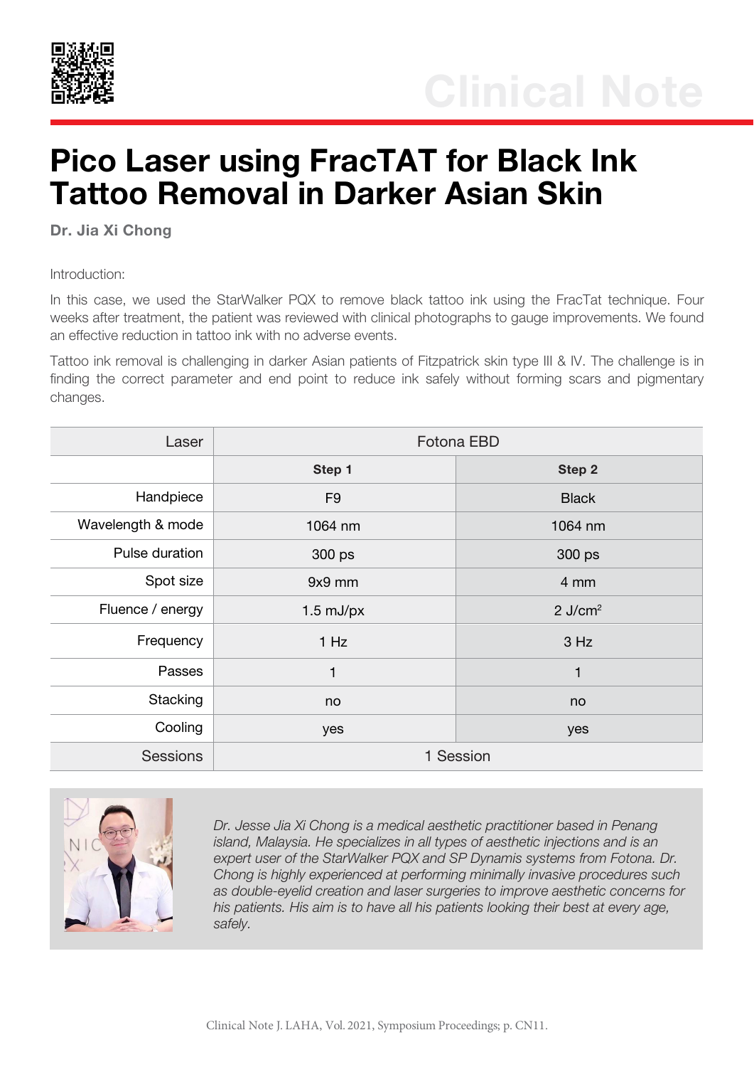Clinical Note

# Pico Laser using FracTAT for Black Ink Tattoo Removal in Darker Asian Skin

**Dr. Jia Xi Chong**

Introduction:

In this case, we used the StarWalker PQX to remove black tattoo ink using the FracTat technique. Four weeks after treatment, the patient was reviewed with clinical photographs to gauge improvements. We found an effective reduction in tattoo ink with no adverse events.

Tattoo ink removal is challenging in darker Asian patients of Fitzpatrick skin type III & IV. The challenge is in finding the correct parameter and end point to reduce ink safely without forming scars and pigmentary changes.

| Laser | Fotona EBD | |
|---|---|---|
| | **Step 1** | **Step 2** |
| Handpiece | F9 | Black |
| Wavelength & mode | 1064 nm | 1064 nm |
| Pulse duration | 300 ps | 300 ps |
| Spot size | 9x9 mm | 4 mm |
| Fluence / energy | 1.5 mJ/px | 2 J/cm$^2$ |
| Frequency | 1 Hz | 3 Hz |
| Passes | 1 | 1 |
| Stacking | no | no |
| Cooling | yes | yes |
| Sessions | 1 Session | |

*Dr. Jesse Jia Xi Chong is a medical aesthetic practitioner based in Penang island, Malaysia. He specializes in all types of aesthetic injections and is an expert user of the StarWalker PQX and SP Dynamis systems from Fotona. Dr. Chong is highly experienced at performing minimally invasive procedures such as double-eyelid creation and laser surgeries to improve aesthetic concerns for his patients. His aim is to have all his patients looking their best at every age, safely.*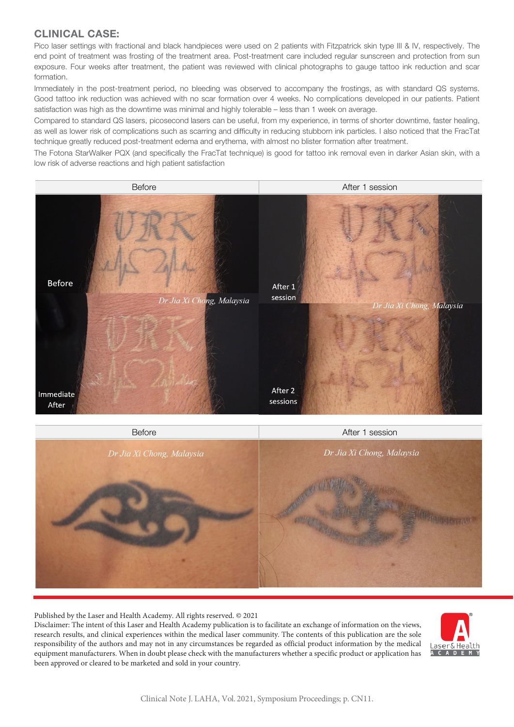## CLINICAL CASE:

Pico laser settings with fractional and black handpieces were used on 2 patients with Fitzpatrick skin type III & IV, respectively. The end point of treatment was frosting of the treatment area. Post-treatment care included regular sunscreen and protection from sun exposure. Four weeks after treatment, the patient was reviewed with clinical photographs to gauge tattoo ink reduction and scar formation.

Immediately in the post-treatment period, no bleeding was observed to accompany the frostings, as with standard QS systems. Good tattoo ink reduction was achieved with no scar formation over 4 weeks. No complications developed in our patients. Patient satisfaction was high as the downtime was minimal and highly tolerable – less than 1 week on average.

Compared to standard QS lasers, picosecond lasers can be useful, from my experience, in terms of shorter downtime, faster healing, as well as lower risk of complications such as scarring and difficulty in reducing stubborn ink particles. I also noticed that the FracTat technique greatly reduced post-treatment edema and erythema, with almost no blister formation after treatment.

The Fotona StarWalker PQX (and specifically the FracTat technique) is good for tattoo ink removal even in darker Asian skin, with a low risk of adverse reactions and high patient satisfaction

| Before | After 1 session |
|---|---|

Before

Immediate After

After 1 session

After 2 sessions

Dr Jia Xi Chong, Malaysia

| Before | After 1 session |
|---|---|

Dr Jia Xi Chong, Malaysia

Published by the Laser and Health Academy. All rights reserved. © 2021

Disclaimer: The intent of this Laser and Health Academy publication is to facilitate an exchange of information on the views, research results, and clinical experiences within the medical laser community. The contents of this publication are the sole responsibility of the authors and may not in any circumstances be regarded as official product information by the medical equipment manufacturers. When in doubt please check with the manufacturers whether a specific product or application has been approved or cleared to be marketed and sold in your country.